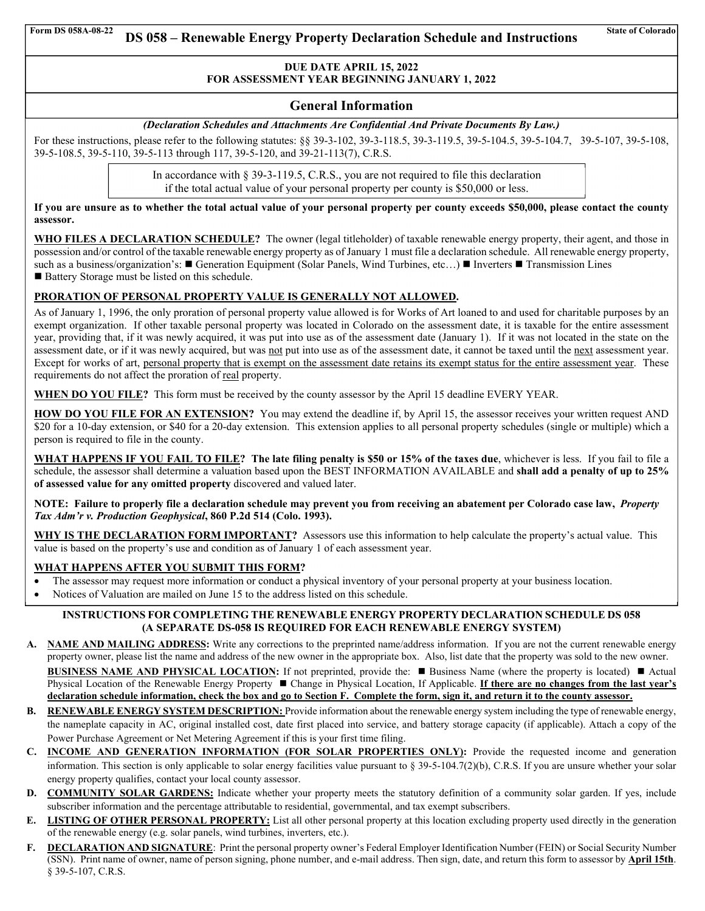Form DS 058A-08-22

# DS 058 – Renewable Energy Property Declaration Schedule and Instructions

State of Colorado

**DUE DATE APRIL 15, 2022**
**FOR ASSESSMENT YEAR BEGINNING JANUARY 1, 2022**

## General Information

***(Declaration Schedules and Attachments Are Confidential And Private Documents By Law.)***

For these instructions, please refer to the following statutes: §§ 39-3-102, 39-3-118.5, 39-3-119.5, 39-5-104.5, 39-5-104.7, 39-5-107, 39-5-108, 39-5-108.5, 39-5-110, 39-5-113 through 117, 39-5-120, and 39-21-113(7), C.R.S.

> In accordance with § 39-3-119.5, C.R.S., you are not required to file this declaration if the total actual value of your personal property per county is $50,000 or less.

**If you are unsure as to whether the total actual value of your personal property per county exceeds $50,000, please contact the county assessor.**

**WHO FILES A DECLARATION SCHEDULE?** The owner (legal titleholder) of taxable renewable energy property, their agent, and those in possession and/or control of the taxable renewable energy property as of January 1 must file a declaration schedule. All renewable energy property, such as a business/organization's: ■ Generation Equipment (Solar Panels, Wind Turbines, etc…) ■ Inverters ■ Transmission Lines ■ Battery Storage must be listed on this schedule.

**PRORATION OF PERSONAL PROPERTY VALUE IS GENERALLY NOT ALLOWED.**

As of January 1, 1996, the only proration of personal property value allowed is for Works of Art loaned to and used for charitable purposes by an exempt organization. If other taxable personal property was located in Colorado on the assessment date, it is taxable for the entire assessment year, providing that, if it was newly acquired, it was put into use as of the assessment date (January 1). If it was not located in the state on the assessment date, or if it was newly acquired, but was not put into use as of the assessment date, it cannot be taxed until the next assessment year. Except for works of art, personal property that is exempt on the assessment date retains its exempt status for the entire assessment year. These requirements do not affect the proration of real property.

**WHEN DO YOU FILE?** This form must be received by the county assessor by the April 15 deadline EVERY YEAR.

**HOW DO YOU FILE FOR AN EXTENSION?** You may extend the deadline if, by April 15, the assessor receives your written request AND $20 for a 10-day extension, or $40 for a 20-day extension. This extension applies to all personal property schedules (single or multiple) which a person is required to file in the county.

**WHAT HAPPENS IF YOU FAIL TO FILE? The late filing penalty is $50 or 15% of the taxes due**, whichever is less. If you fail to file a schedule, the assessor shall determine a valuation based upon the BEST INFORMATION AVAILABLE and **shall add a penalty of up to 25% of assessed value for any omitted property** discovered and valued later.

**NOTE: Failure to properly file a declaration schedule may prevent you from receiving an abatement per Colorado case law, *Property Tax Adm'r v. Production Geophysical*, 860 P.2d 514 (Colo. 1993).**

**WHY IS THE DECLARATION FORM IMPORTANT?** Assessors use this information to help calculate the property's actual value. This value is based on the property's use and condition as of January 1 of each assessment year.

**WHAT HAPPENS AFTER YOU SUBMIT THIS FORM?**

- The assessor may request more information or conduct a physical inventory of your personal property at your business location.
- Notices of Valuation are mailed on June 15 to the address listed on this schedule.

**INSTRUCTIONS FOR COMPLETING THE RENEWABLE ENERGY PROPERTY DECLARATION SCHEDULE DS 058**
**(A SEPARATE DS-058 IS REQUIRED FOR EACH RENEWABLE ENERGY SYSTEM)**

**A. NAME AND MAILING ADDRESS:** Write any corrections to the preprinted name/address information. If you are not the current renewable energy property owner, please list the name and address of the new owner in the appropriate box. Also, list date that the property was sold to the new owner.

**BUSINESS NAME AND PHYSICAL LOCATION:** If not preprinted, provide the: ■ Business Name (where the property is located) ■ Actual Physical Location of the Renewable Energy Property ■ Change in Physical Location, If Applicable. **If there are no changes from the last year's declaration schedule information, check the box and go to Section F. Complete the form, sign it, and return it to the county assessor.**

**B. RENEWABLE ENERGY SYSTEM DESCRIPTION:** Provide information about the renewable energy system including the type of renewable energy, the nameplate capacity in AC, original installed cost, date first placed into service, and battery storage capacity (if applicable). Attach a copy of the Power Purchase Agreement or Net Metering Agreement if this is your first time filing.

**C. INCOME AND GENERATION INFORMATION (FOR SOLAR PROPERTIES ONLY):** Provide the requested income and generation information. This section is only applicable to solar energy facilities value pursuant to § 39-5-104.7(2)(b), C.R.S. If you are unsure whether your solar energy property qualifies, contact your local county assessor.

**D. COMMUNITY SOLAR GARDENS:** Indicate whether your property meets the statutory definition of a community solar garden. If yes, include subscriber information and the percentage attributable to residential, governmental, and tax exempt subscribers.

**E. LISTING OF OTHER PERSONAL PROPERTY:** List all other personal property at this location excluding property used directly in the generation of the renewable energy (e.g. solar panels, wind turbines, inverters, etc.).

**F. DECLARATION AND SIGNATURE**: Print the personal property owner's Federal Employer Identification Number (FEIN) or Social Security Number (SSN). Print name of owner, name of person signing, phone number, and e-mail address. Then sign, date, and return this form to assessor by **April 15th**. § 39-5-107, C.R.S.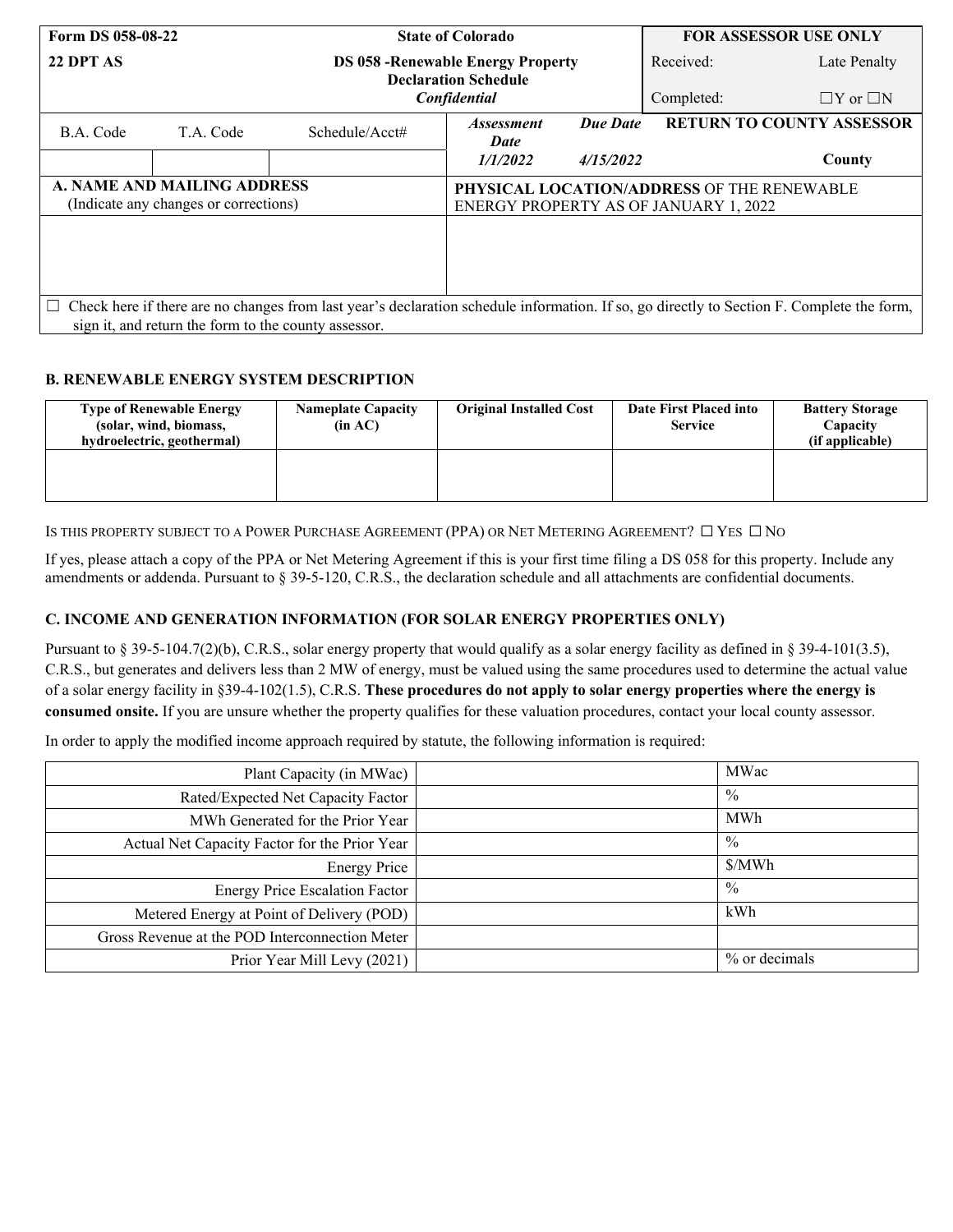| Form DS 058-08-22 | State of Colorado | FOR ASSESSOR USE ONLY | |
|---|---|---|---|
| 22 DPT AS | DS 058 -Renewable Energy Property Declaration Schedule *Confidential* | Received: | Late Penalty |
| | | Completed: | ☐Y or ☐N |

| B.A. Code | T.A. Code | Schedule/Acct# | *Assessment Date* | *Due Date* | RETURN TO COUNTY ASSESSOR |
|---|---|---|---|---|---|
| | | | *1/1/2022* | *4/15/2022* | County |

| A. NAME AND MAILING ADDRESS (Indicate any changes or corrections) | PHYSICAL LOCATION/ADDRESS OF THE RENEWABLE ENERGY PROPERTY AS OF JANUARY 1, 2022 |
|---|---|
| | |

☐ Check here if there are no changes from last year's declaration schedule information. If so, go directly to Section F. Complete the form, sign it, and return the form to the county assessor.

## B. RENEWABLE ENERGY SYSTEM DESCRIPTION

| Type of Renewable Energy (solar, wind, biomass, hydroelectric, geothermal) | Nameplate Capacity (in AC) | Original Installed Cost | Date First Placed into Service | Battery Storage Capacity (if applicable) |
|---|---|---|---|---|
| | | | | |

IS THIS PROPERTY SUBJECT TO A POWER PURCHASE AGREEMENT (PPA) OR NET METERING AGREEMENT? ☐ YES ☐ NO

If yes, please attach a copy of the PPA or Net Metering Agreement if this is your first time filing a DS 058 for this property. Include any amendments or addenda. Pursuant to § 39-5-120, C.R.S., the declaration schedule and all attachments are confidential documents.

## C. INCOME AND GENERATION INFORMATION (FOR SOLAR ENERGY PROPERTIES ONLY)

Pursuant to § 39-5-104.7(2)(b), C.R.S., solar energy property that would qualify as a solar energy facility as defined in § 39-4-101(3.5), C.R.S., but generates and delivers less than 2 MW of energy, must be valued using the same procedures used to determine the actual value of a solar energy facility in §39-4-102(1.5), C.R.S. **These procedures do not apply to solar energy properties where the energy is consumed onsite.** If you are unsure whether the property qualifies for these valuation procedures, contact your local county assessor.

In order to apply the modified income approach required by statute, the following information is required:

| | | |
|---|---|---|
| Plant Capacity (in MWac) | | MWac |
| Rated/Expected Net Capacity Factor | | % |
| MWh Generated for the Prior Year | | MWh |
| Actual Net Capacity Factor for the Prior Year | | % |
| Energy Price | | $/MWh |
| Energy Price Escalation Factor | | % |
| Metered Energy at Point of Delivery (POD) | | kWh |
| Gross Revenue at the POD Interconnection Meter | | |
| Prior Year Mill Levy (2021) | | % or decimals |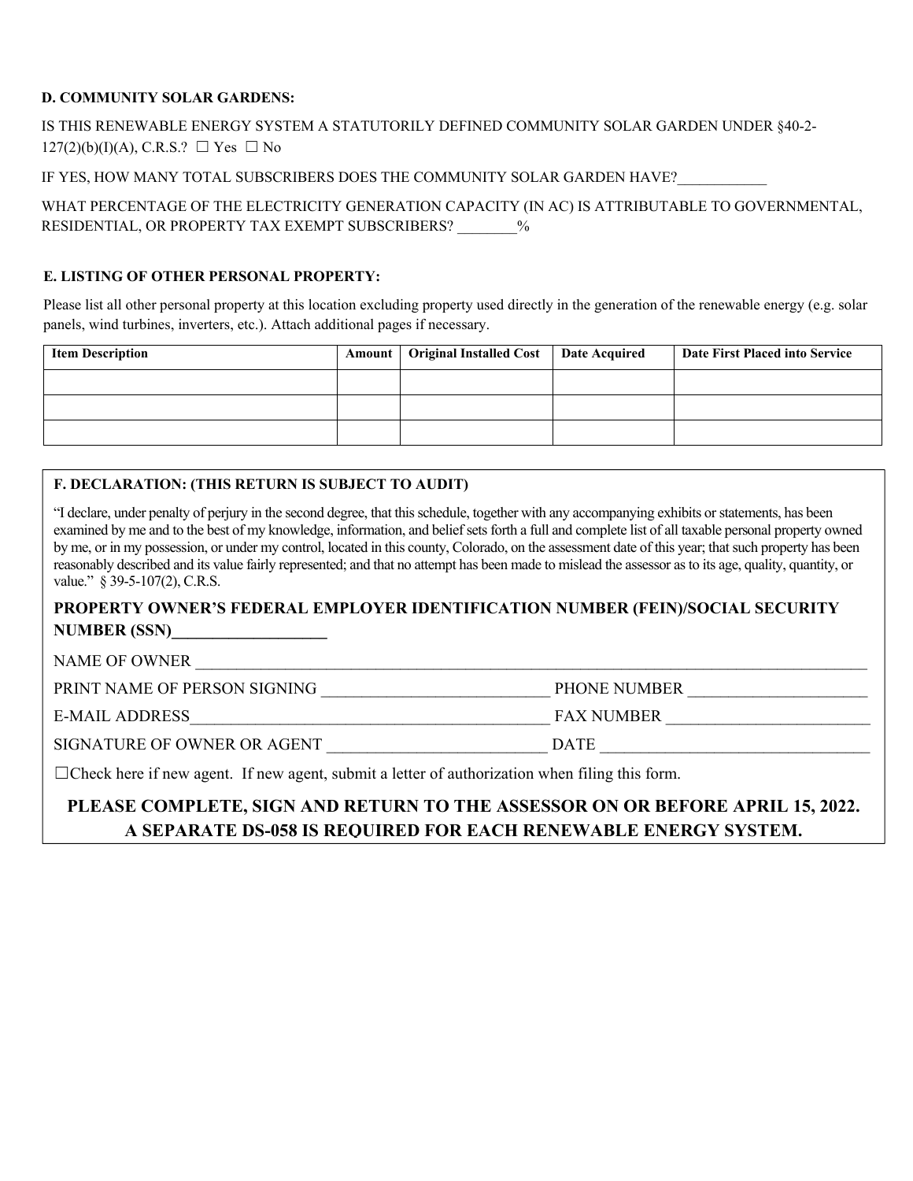**D. COMMUNITY SOLAR GARDENS:**

IS THIS RENEWABLE ENERGY SYSTEM A STATUTORILY DEFINED COMMUNITY SOLAR GARDEN UNDER §40-2-127(2)(b)(I)(A), C.R.S.? ☐ Yes ☐ No

IF YES, HOW MANY TOTAL SUBSCRIBERS DOES THE COMMUNITY SOLAR GARDEN HAVE?____________

WHAT PERCENTAGE OF THE ELECTRICITY GENERATION CAPACITY (IN AC) IS ATTRIBUTABLE TO GOVERNMENTAL, RESIDENTIAL, OR PROPERTY TAX EXEMPT SUBSCRIBERS? ________%

**E. LISTING OF OTHER PERSONAL PROPERTY:**

Please list all other personal property at this location excluding property used directly in the generation of the renewable energy (e.g. solar panels, wind turbines, inverters, etc.). Attach additional pages if necessary.

| Item Description | Amount | Original Installed Cost | Date Acquired | Date First Placed into Service |
|---|---|---|---|---|
| | | | | |
| | | | | |
| | | | | |

**F. DECLARATION: (THIS RETURN IS SUBJECT TO AUDIT)**

"I declare, under penalty of perjury in the second degree, that this schedule, together with any accompanying exhibits or statements, has been examined by me and to the best of my knowledge, information, and belief sets forth a full and complete list of all taxable personal property owned by me, or in my possession, or under my control, located in this county, Colorado, on the assessment date of this year; that such property has been reasonably described and its value fairly represented; and that no attempt has been made to mislead the assessor as to its age, quality, quantity, or value." § 39-5-107(2), C.R.S.

**PROPERTY OWNER'S FEDERAL EMPLOYER IDENTIFICATION NUMBER (FEIN)/SOCIAL SECURITY NUMBER (SSN)___________________**

NAME OF OWNER ______________________________________________________________________

PRINT NAME OF PERSON SIGNING ____________________________ PHONE NUMBER ______________________

E-MAIL ADDRESS_____________________________________________ FAX NUMBER _________________________

SIGNATURE OF OWNER OR AGENT ___________________________ DATE _________________________________

☐Check here if new agent. If new agent, submit a letter of authorization when filing this form.

**PLEASE COMPLETE, SIGN AND RETURN TO THE ASSESSOR ON OR BEFORE APRIL 15, 2022.**
**A SEPARATE DS-058 IS REQUIRED FOR EACH RENEWABLE ENERGY SYSTEM.**